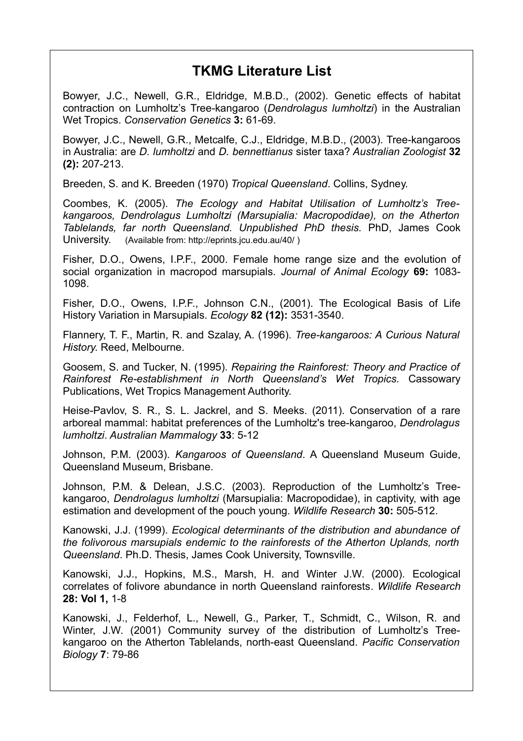# TKMG Literature List

Bowyer, J.C., Newell, G.R., Eldridge, M.B.D., (2002). Genetic effects of habitat contraction on Lumholtz's Tree-kangaroo (*Dendrolagus lumholtzi*) in the Australian Wet Tropics. *Conservation Genetics* **3:** 61-69.

Bowyer, J.C., Newell, G.R., Metcalfe, C.J., Eldridge, M.B.D., (2003). Tree-kangaroos in Australia: are *D. lumholtzi* and *D. bennettianus* sister taxa? *Australian Zoologist* **32 (2):** 207-213.

Breeden, S. and K. Breeden (1970) *Tropical Queensland*. Collins, Sydney.

Coombes, K. (2005). *The Ecology and Habitat Utilisation of Lumholtz's Tree-kangaroos, Dendrolagus Lumholtzi (Marsupialia: Macropodidae), on the Atherton Tablelands, far north Queensland. Unpublished PhD thesis.* PhD, James Cook University. (Available from: http://eprints.jcu.edu.au/40/ )

Fisher, D.O., Owens, I.P.F., 2000. Female home range size and the evolution of social organization in macropod marsupials. *Journal of Animal Ecology* **69:** 1083-1098.

Fisher, D.O., Owens, I.P.F., Johnson C.N., (2001). The Ecological Basis of Life History Variation in Marsupials. *Ecology* **82 (12):** 3531-3540.

Flannery, T. F., Martin, R. and Szalay, A. (1996). *Tree-kangaroos: A Curious Natural History.* Reed, Melbourne.

Goosem, S. and Tucker, N. (1995). *Repairing the Rainforest: Theory and Practice of Rainforest Re-establishment in North Queensland's Wet Tropics*. Cassowary Publications, Wet Tropics Management Authority.

Heise-Pavlov, S. R., S. L. Jackrel, and S. Meeks. (2011). Conservation of a rare arboreal mammal: habitat preferences of the Lumholtz's tree-kangaroo, *Dendrolagus lumholtzi*. *Australian Mammalogy* **33**: 5-12

Johnson, P.M. (2003). *Kangaroos of Queensland*. A Queensland Museum Guide, Queensland Museum, Brisbane.

Johnson, P.M. & Delean, J.S.C. (2003). Reproduction of the Lumholtz's Tree-kangaroo, *Dendrolagus lumholtzi* (Marsupialia: Macropodidae), in captivity, with age estimation and development of the pouch young. *Wildlife Research* **30:** 505-512.

Kanowski, J.J. (1999). *Ecological determinants of the distribution and abundance of the folivorous marsupials endemic to the rainforests of the Atherton Uplands, north Queensland*. Ph.D. Thesis, James Cook University, Townsville.

Kanowski, J.J., Hopkins, M.S., Marsh, H. and Winter J.W. (2000). Ecological correlates of folivore abundance in north Queensland rainforests. *Wildlife Research* **28: Vol 1,** 1-8

Kanowski, J., Felderhof, L., Newell, G., Parker, T., Schmidt, C., Wilson, R. and Winter, J.W. (2001) Community survey of the distribution of Lumholtz's Tree-kangaroo on the Atherton Tablelands, north-east Queensland. *Pacific Conservation Biology* **7**: 79-86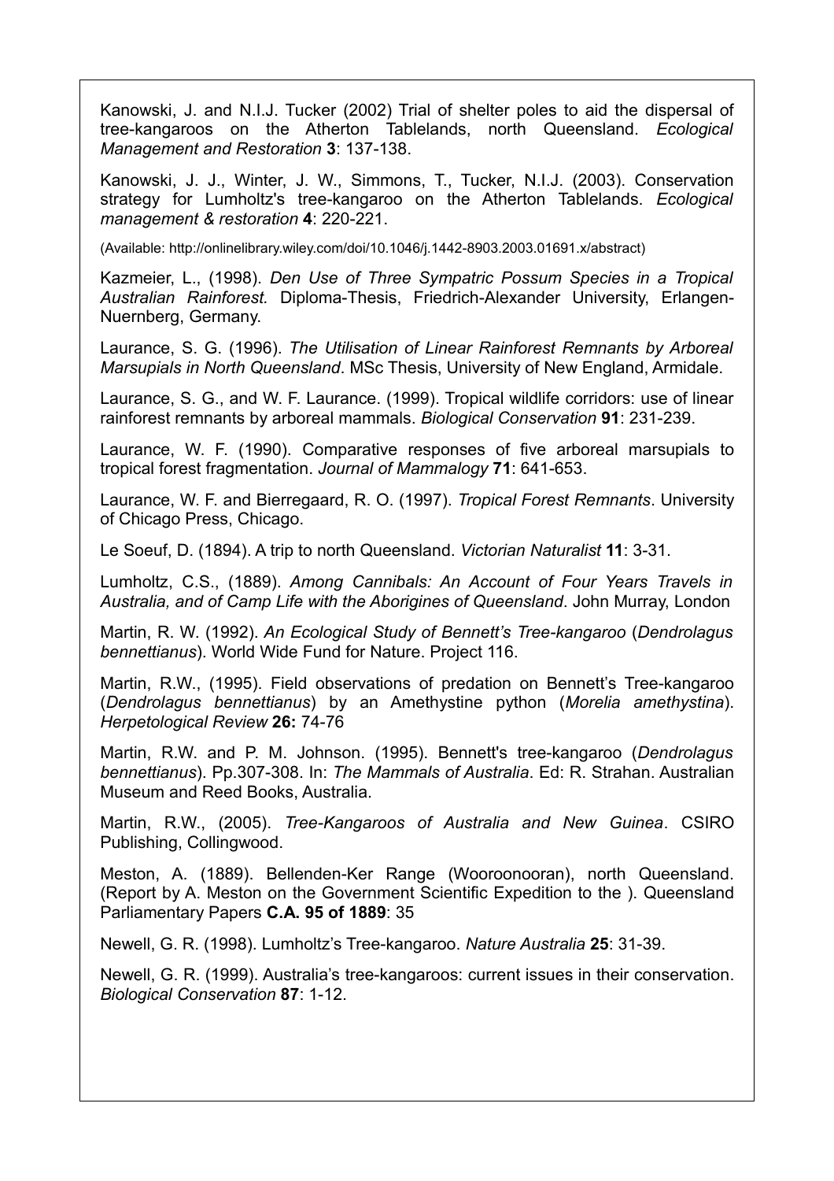Kanowski, J. and N.I.J. Tucker (2002) Trial of shelter poles to aid the dispersal of tree-kangaroos on the Atherton Tablelands, north Queensland. *Ecological Management and Restoration* **3**: 137-138.

Kanowski, J. J., Winter, J. W., Simmons, T., Tucker, N.I.J. (2003). Conservation strategy for Lumholtz's tree-kangaroo on the Atherton Tablelands. *Ecological management & restoration* **4**: 220-221.

(Available: http://onlinelibrary.wiley.com/doi/10.1046/j.1442-8903.2003.01691.x/abstract)

Kazmeier, L., (1998). *Den Use of Three Sympatric Possum Species in a Tropical Australian Rainforest.* Diploma-Thesis, Friedrich-Alexander University, Erlangen-Nuernberg, Germany.

Laurance, S. G. (1996). *The Utilisation of Linear Rainforest Remnants by Arboreal Marsupials in North Queensland*. MSc Thesis, University of New England, Armidale.

Laurance, S. G., and W. F. Laurance. (1999). Tropical wildlife corridors: use of linear rainforest remnants by arboreal mammals. *Biological Conservation* **91**: 231-239.

Laurance, W. F. (1990). Comparative responses of five arboreal marsupials to tropical forest fragmentation. *Journal of Mammalogy* **71**: 641-653.

Laurance, W. F. and Bierregaard, R. O. (1997). *Tropical Forest Remnants*. University of Chicago Press, Chicago.

Le Soeuf, D. (1894). A trip to north Queensland. *Victorian Naturalist* **11**: 3-31.

Lumholtz, C.S., (1889). *Among Cannibals: An Account of Four Years Travels in Australia, and of Camp Life with the Aborigines of Queensland*. John Murray, London

Martin, R. W. (1992). *An Ecological Study of Bennett's Tree-kangaroo* (*Dendrolagus bennettianus*). World Wide Fund for Nature. Project 116.

Martin, R.W., (1995). Field observations of predation on Bennett's Tree-kangaroo (*Dendrolagus bennettianus*) by an Amethystine python (*Morelia amethystina*). *Herpetological Review* **26:** 74-76

Martin, R.W. and P. M. Johnson. (1995). Bennett's tree-kangaroo (*Dendrolagus bennettianus*). Pp.307-308. In: *The Mammals of Australia*. Ed: R. Strahan. Australian Museum and Reed Books, Australia.

Martin, R.W., (2005). *Tree-Kangaroos of Australia and New Guinea*. CSIRO Publishing, Collingwood.

Meston, A. (1889). Bellenden-Ker Range (Wooroonooran), north Queensland. (Report by A. Meston on the Government Scientific Expedition to the ). Queensland Parliamentary Papers **C.A. 95 of 1889**: 35

Newell, G. R. (1998). Lumholtz's Tree-kangaroo. *Nature Australia* **25**: 31-39.

Newell, G. R. (1999). Australia's tree-kangaroos: current issues in their conservation. *Biological Conservation* **87**: 1-12.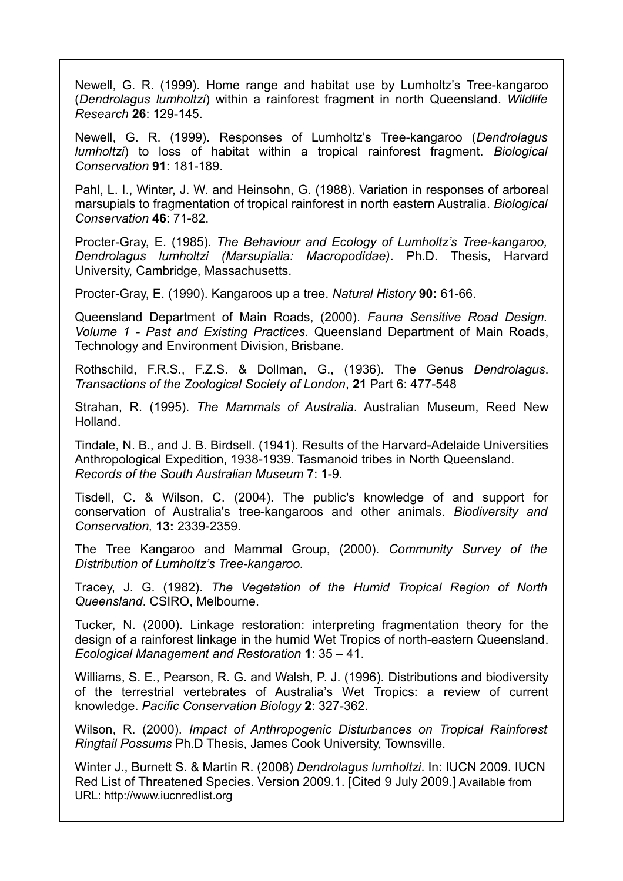Newell, G. R. (1999). Home range and habitat use by Lumholtz's Tree-kangaroo (*Dendrolagus lumholtzi*) within a rainforest fragment in north Queensland. *Wildlife Research* **26**: 129-145.

Newell, G. R. (1999). Responses of Lumholtz's Tree-kangaroo (*Dendrolagus lumholtzi*) to loss of habitat within a tropical rainforest fragment. *Biological Conservation* **91**: 181-189.

Pahl, L. I., Winter, J. W. and Heinsohn, G. (1988). Variation in responses of arboreal marsupials to fragmentation of tropical rainforest in north eastern Australia. *Biological Conservation* **46**: 71-82.

Procter-Gray, E. (1985). *The Behaviour and Ecology of Lumholtz's Tree-kangaroo, Dendrolagus lumholtzi (Marsupialia: Macropodidae)*. Ph.D. Thesis, Harvard University, Cambridge, Massachusetts.

Procter-Gray, E. (1990). Kangaroos up a tree. *Natural History* **90:** 61-66.

Queensland Department of Main Roads, (2000). *Fauna Sensitive Road Design. Volume 1 - Past and Existing Practices*. Queensland Department of Main Roads, Technology and Environment Division, Brisbane.

Rothschild, F.R.S., F.Z.S. & Dollman, G., (1936). The Genus *Dendrolagus*. *Transactions of the Zoological Society of London*, **21** Part 6: 477-548

Strahan, R. (1995). *The Mammals of Australia*. Australian Museum, Reed New Holland.

Tindale, N. B., and J. B. Birdsell. (1941). Results of the Harvard-Adelaide Universities Anthropological Expedition, 1938-1939. Tasmanoid tribes in North Queensland. *Records of the South Australian Museum* **7**: 1-9.

Tisdell, C. & Wilson, C. (2004). The public's knowledge of and support for conservation of Australia's tree-kangaroos and other animals. *Biodiversity and Conservation,* **13:** 2339-2359.

The Tree Kangaroo and Mammal Group, (2000). *Community Survey of the Distribution of Lumholtz's Tree-kangaroo.*

Tracey, J. G. (1982). *The Vegetation of the Humid Tropical Region of North Queensland*. CSIRO, Melbourne.

Tucker, N. (2000). Linkage restoration: interpreting fragmentation theory for the design of a rainforest linkage in the humid Wet Tropics of north-eastern Queensland. *Ecological Management and Restoration* **1**: 35 – 41.

Williams, S. E., Pearson, R. G. and Walsh, P. J. (1996). Distributions and biodiversity of the terrestrial vertebrates of Australia's Wet Tropics: a review of current knowledge. *Pacific Conservation Biology* **2**: 327-362.

Wilson, R. (2000). *Impact of Anthropogenic Disturbances on Tropical Rainforest Ringtail Possums* Ph.D Thesis, James Cook University, Townsville.

Winter J., Burnett S. & Martin R. (2008) *Dendrolagus lumholtzi*. In: IUCN 2009. IUCN Red List of Threatened Species. Version 2009.1. [Cited 9 July 2009.] Available from URL: http://www.iucnredlist.org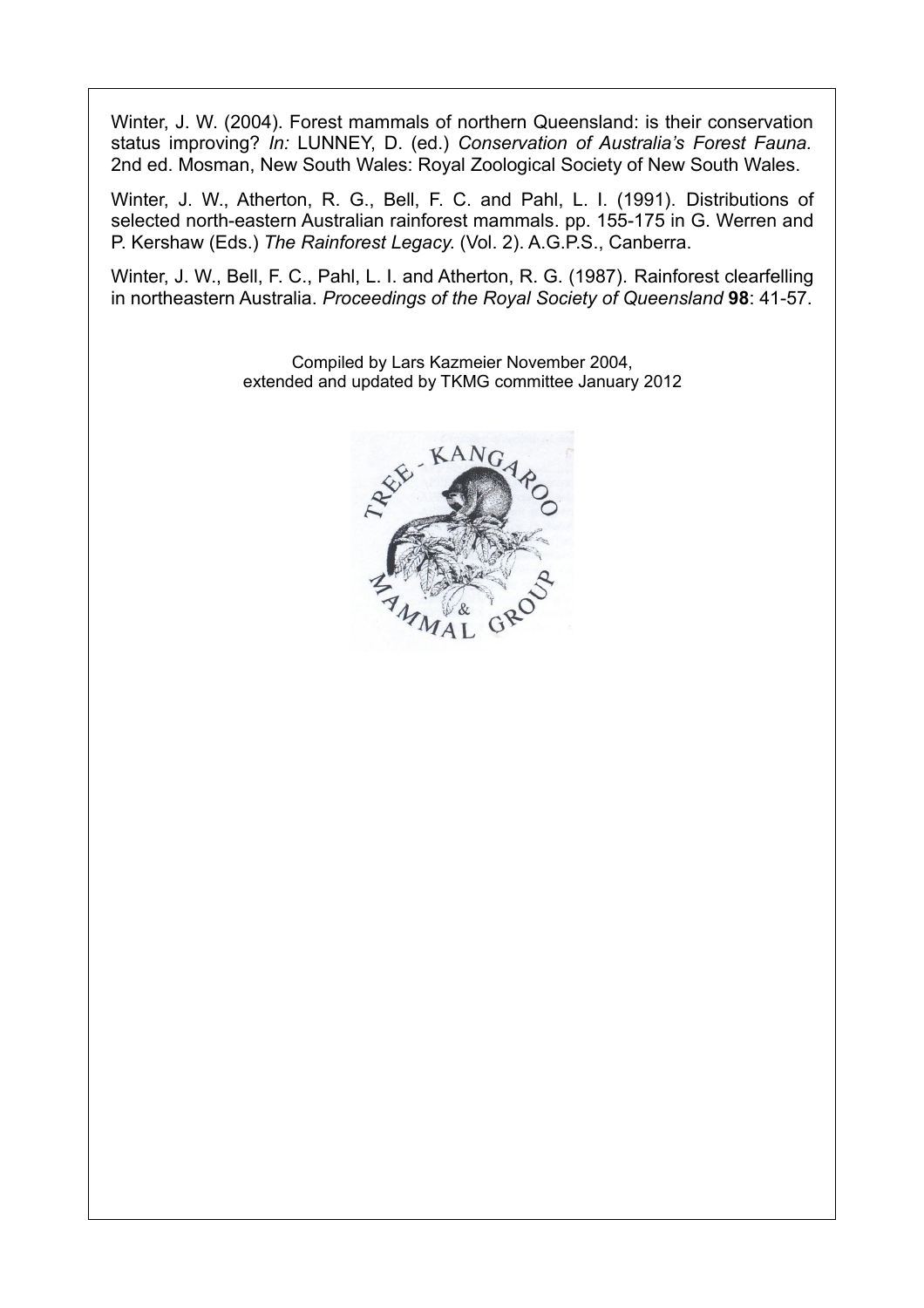Winter, J. W. (2004). Forest mammals of northern Queensland: is their conservation status improving? *In:* LUNNEY, D. (ed.) *Conservation of Australia's Forest Fauna.* 2nd ed. Mosman, New South Wales: Royal Zoological Society of New South Wales.

Winter, J. W., Atherton, R. G., Bell, F. C. and Pahl, L. I. (1991). Distributions of selected north-eastern Australian rainforest mammals. pp. 155-175 in G. Werren and P. Kershaw (Eds.) *The Rainforest Legacy.* (Vol. 2). A.G.P.S., Canberra.

Winter, J. W., Bell, F. C., Pahl, L. I. and Atherton, R. G. (1987). Rainforest clearfelling in northeastern Australia. *Proceedings of the Royal Society of Queensland* **98**: 41-57.

Compiled by Lars Kazmeier November 2004,
extended and updated by TKMG committee January 2012

TREE - KANGAROO & MAMMAL GROUP